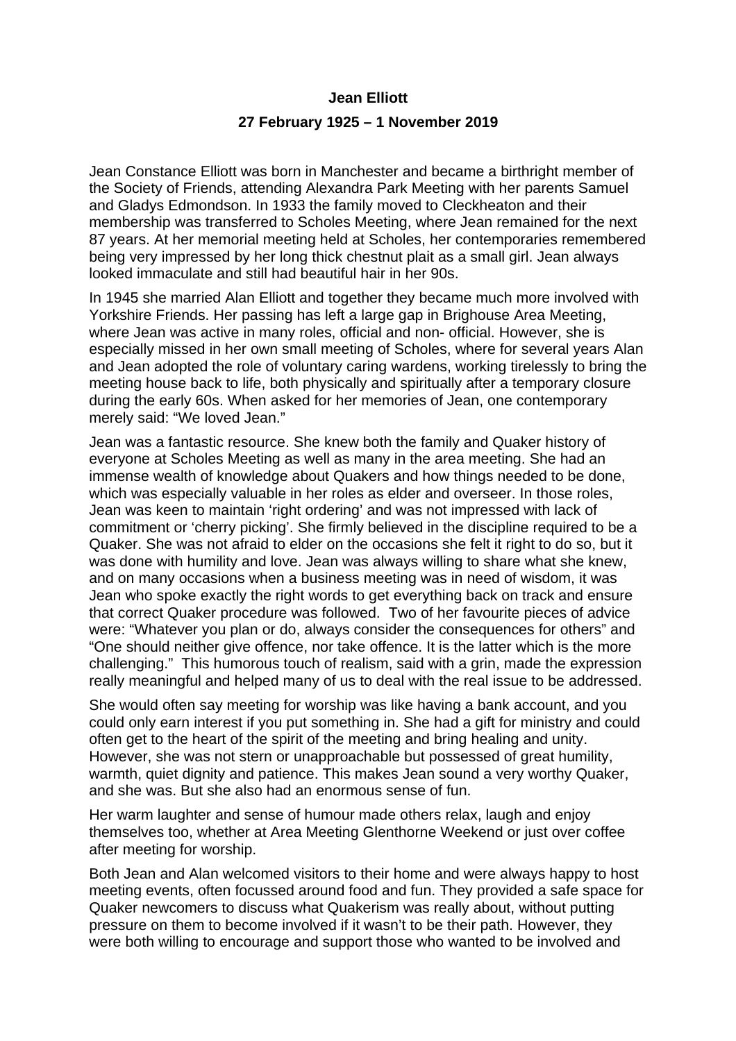# Jean Elliott

**27 February 1925 – 1 November 2019**

Jean Constance Elliott was born in Manchester and became a birthright member of the Society of Friends, attending Alexandra Park Meeting with her parents Samuel and Gladys Edmondson. In 1933 the family moved to Cleckheaton and their membership was transferred to Scholes Meeting, where Jean remained for the next 87 years. At her memorial meeting held at Scholes, her contemporaries remembered being very impressed by her long thick chestnut plait as a small girl. Jean always looked immaculate and still had beautiful hair in her 90s.

In 1945 she married Alan Elliott and together they became much more involved with Yorkshire Friends. Her passing has left a large gap in Brighouse Area Meeting, where Jean was active in many roles, official and non- official. However, she is especially missed in her own small meeting of Scholes, where for several years Alan and Jean adopted the role of voluntary caring wardens, working tirelessly to bring the meeting house back to life, both physically and spiritually after a temporary closure during the early 60s. When asked for her memories of Jean, one contemporary merely said: "We loved Jean."

Jean was a fantastic resource. She knew both the family and Quaker history of everyone at Scholes Meeting as well as many in the area meeting. She had an immense wealth of knowledge about Quakers and how things needed to be done, which was especially valuable in her roles as elder and overseer. In those roles, Jean was keen to maintain 'right ordering' and was not impressed with lack of commitment or 'cherry picking'. She firmly believed in the discipline required to be a Quaker. She was not afraid to elder on the occasions she felt it right to do so, but it was done with humility and love. Jean was always willing to share what she knew, and on many occasions when a business meeting was in need of wisdom, it was Jean who spoke exactly the right words to get everything back on track and ensure that correct Quaker procedure was followed. Two of her favourite pieces of advice were: "Whatever you plan or do, always consider the consequences for others" and "One should neither give offence, nor take offence. It is the latter which is the more challenging." This humorous touch of realism, said with a grin, made the expression really meaningful and helped many of us to deal with the real issue to be addressed.

She would often say meeting for worship was like having a bank account, and you could only earn interest if you put something in. She had a gift for ministry and could often get to the heart of the spirit of the meeting and bring healing and unity. However, she was not stern or unapproachable but possessed of great humility, warmth, quiet dignity and patience. This makes Jean sound a very worthy Quaker, and she was. But she also had an enormous sense of fun.

Her warm laughter and sense of humour made others relax, laugh and enjoy themselves too, whether at Area Meeting Glenthorne Weekend or just over coffee after meeting for worship.

Both Jean and Alan welcomed visitors to their home and were always happy to host meeting events, often focussed around food and fun. They provided a safe space for Quaker newcomers to discuss what Quakerism was really about, without putting pressure on them to become involved if it wasn't to be their path. However, they were both willing to encourage and support those who wanted to be involved and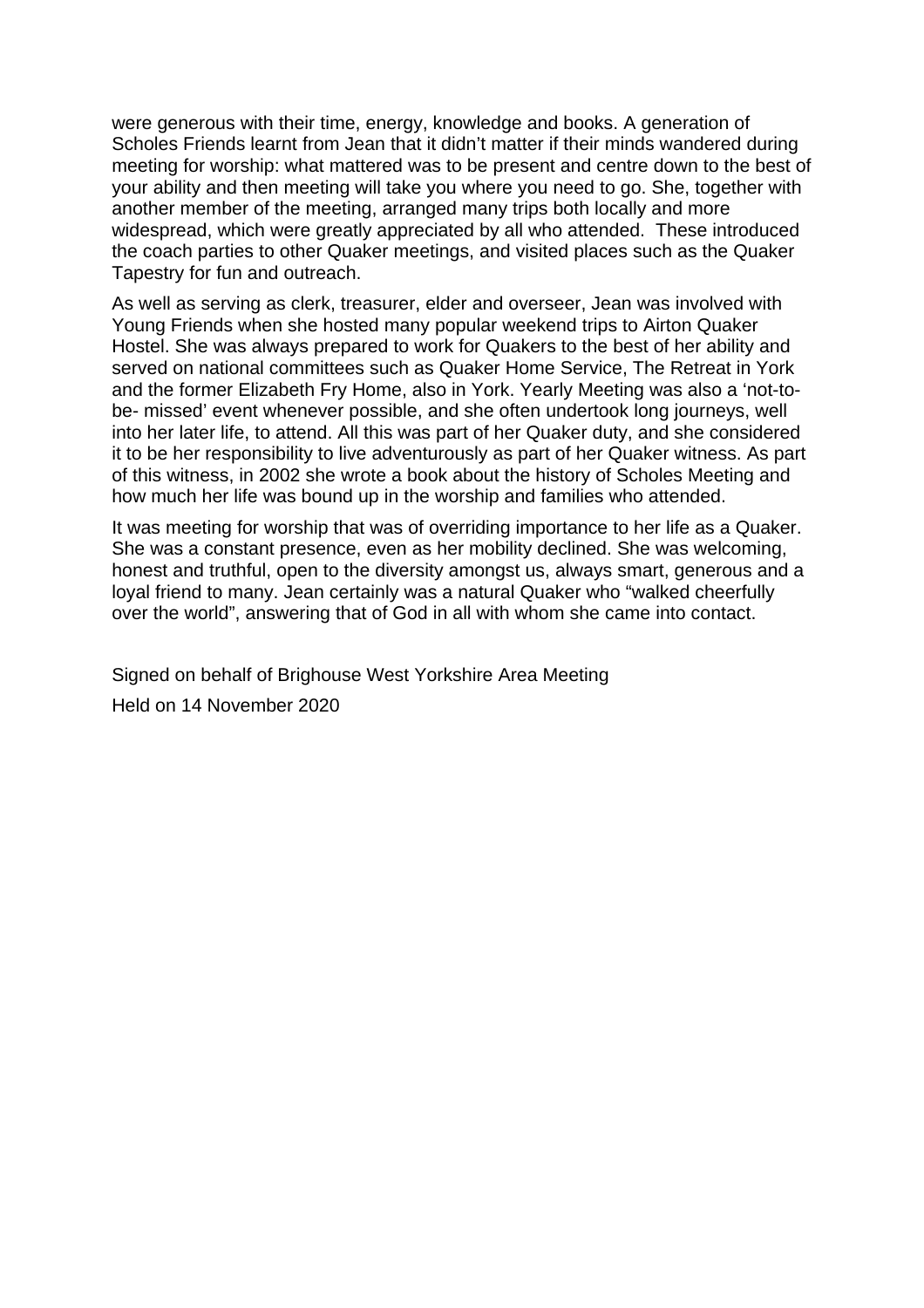were generous with their time, energy, knowledge and books. A generation of Scholes Friends learnt from Jean that it didn't matter if their minds wandered during meeting for worship: what mattered was to be present and centre down to the best of your ability and then meeting will take you where you need to go. She, together with another member of the meeting, arranged many trips both locally and more widespread, which were greatly appreciated by all who attended. These introduced the coach parties to other Quaker meetings, and visited places such as the Quaker Tapestry for fun and outreach.

As well as serving as clerk, treasurer, elder and overseer, Jean was involved with Young Friends when she hosted many popular weekend trips to Airton Quaker Hostel. She was always prepared to work for Quakers to the best of her ability and served on national committees such as Quaker Home Service, The Retreat in York and the former Elizabeth Fry Home, also in York. Yearly Meeting was also a 'not-to-be- missed' event whenever possible, and she often undertook long journeys, well into her later life, to attend. All this was part of her Quaker duty, and she considered it to be her responsibility to live adventurously as part of her Quaker witness. As part of this witness, in 2002 she wrote a book about the history of Scholes Meeting and how much her life was bound up in the worship and families who attended.

It was meeting for worship that was of overriding importance to her life as a Quaker. She was a constant presence, even as her mobility declined. She was welcoming, honest and truthful, open to the diversity amongst us, always smart, generous and a loyal friend to many. Jean certainly was a natural Quaker who "walked cheerfully over the world", answering that of God in all with whom she came into contact.

Signed on behalf of Brighouse West Yorkshire Area Meeting

Held on 14 November 2020